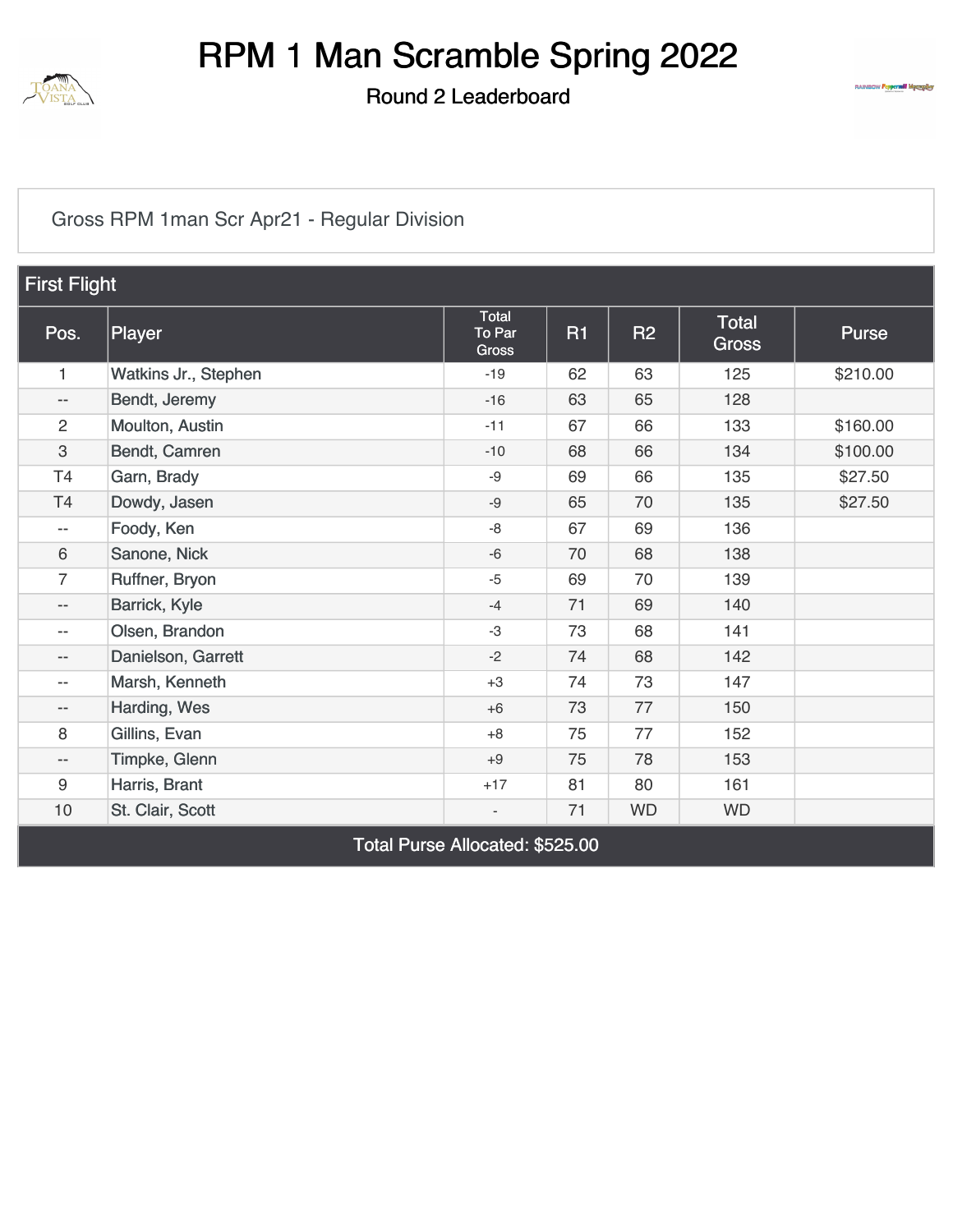# RPM 1 Man Scramble Spring 2022

## Round 2 Leaderboard

Gross RPM 1man Scr Apr21 - Regular Division

### First Flight

| Pos. | Player | Total To Par Gross | R1 | R2 | Total Gross | Purse |
|---|---|---|---|---|---|---|
| 1 | Watkins Jr., Stephen | -19 | 62 | 63 | 125 | $210.00 |
| -- | Bendt, Jeremy | -16 | 63 | 65 | 128 | |
| 2 | Moulton, Austin | -11 | 67 | 66 | 133 | $160.00 |
| 3 | Bendt, Camren | -10 | 68 | 66 | 134 | $100.00 |
| T4 | Garn, Brady | -9 | 69 | 66 | 135 | $27.50 |
| T4 | Dowdy, Jasen | -9 | 65 | 70 | 135 | $27.50 |
| -- | Foody, Ken | -8 | 67 | 69 | 136 | |
| 6 | Sanone, Nick | -6 | 70 | 68 | 138 | |
| 7 | Ruffner, Bryon | -5 | 69 | 70 | 139 | |
| -- | Barrick, Kyle | -4 | 71 | 69 | 140 | |
| -- | Olsen, Brandon | -3 | 73 | 68 | 141 | |
| -- | Danielson, Garrett | -2 | 74 | 68 | 142 | |
| -- | Marsh, Kenneth | +3 | 74 | 73 | 147 | |
| -- | Harding, Wes | +6 | 73 | 77 | 150 | |
| 8 | Gillins, Evan | +8 | 75 | 77 | 152 | |
| -- | Timpke, Glenn | +9 | 75 | 78 | 153 | |
| 9 | Harris, Brant | +17 | 81 | 80 | 161 | |
| 10 | St. Clair, Scott | - | 71 | WD | WD | |

Total Purse Allocated: $525.00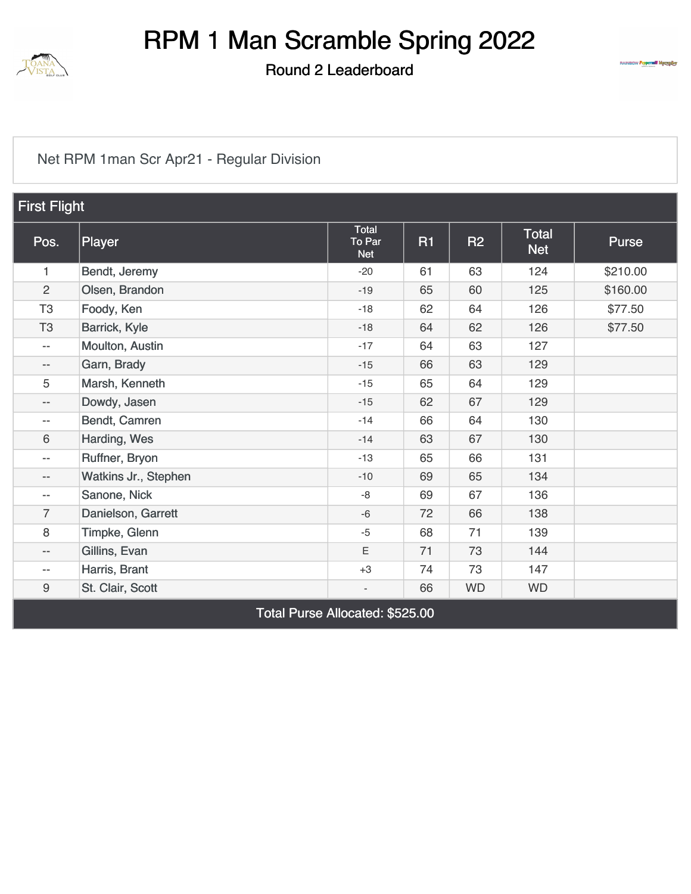# RPM 1 Man Scramble Spring 2022

## Round 2 Leaderboard

Net RPM 1man Scr Apr21 - Regular Division

| First Flight | | | | | | |
|---|---|---|---|---|---|---|
| Pos. | Player | Total To Par Net | R1 | R2 | Total Net | Purse |
| 1 | Bendt, Jeremy | -20 | 61 | 63 | 124 | $210.00 |
| 2 | Olsen, Brandon | -19 | 65 | 60 | 125 | $160.00 |
| T3 | Foody, Ken | -18 | 62 | 64 | 126 | $77.50 |
| T3 | Barrick, Kyle | -18 | 64 | 62 | 126 | $77.50 |
| -- | Moulton, Austin | -17 | 64 | 63 | 127 | |
| -- | Garn, Brady | -15 | 66 | 63 | 129 | |
| 5 | Marsh, Kenneth | -15 | 65 | 64 | 129 | |
| -- | Dowdy, Jasen | -15 | 62 | 67 | 129 | |
| -- | Bendt, Camren | -14 | 66 | 64 | 130 | |
| 6 | Harding, Wes | -14 | 63 | 67 | 130 | |
| -- | Ruffner, Bryon | -13 | 65 | 66 | 131 | |
| -- | Watkins Jr., Stephen | -10 | 69 | 65 | 134 | |
| -- | Sanone, Nick | -8 | 69 | 67 | 136 | |
| 7 | Danielson, Garrett | -6 | 72 | 66 | 138 | |
| 8 | Timpke, Glenn | -5 | 68 | 71 | 139 | |
| -- | Gillins, Evan | E | 71 | 73 | 144 | |
| -- | Harris, Brant | +3 | 74 | 73 | 147 | |
| 9 | St. Clair, Scott | - | 66 | WD | WD | |
| Total Purse Allocated: $525.00 | | | | | | |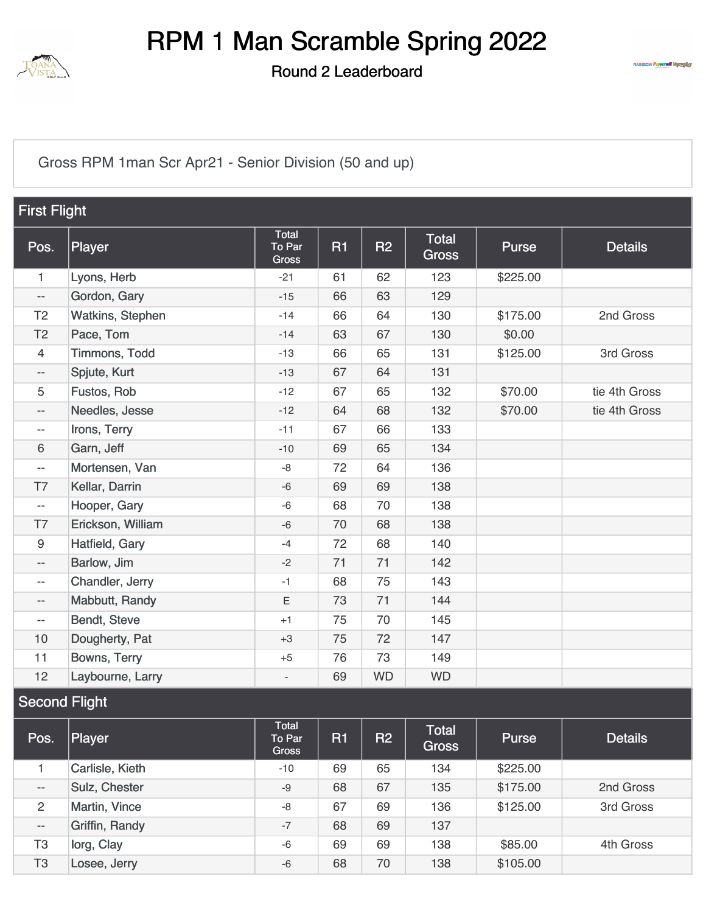# RPM 1 Man Scramble Spring 2022

## Round 2 Leaderboard

Gross RPM 1man Scr Apr21 - Senior Division (50 and up)

### First Flight

| Pos. | Player | Total To Par Gross | R1 | R2 | Total Gross | Purse | Details |
|---|---|---|---|---|---|---|---|
| 1 | Lyons, Herb | -21 | 61 | 62 | 123 | $225.00 | |
| -- | Gordon, Gary | -15 | 66 | 63 | 129 | | |
| T2 | Watkins, Stephen | -14 | 66 | 64 | 130 | $175.00 | 2nd Gross |
| T2 | Pace, Tom | -14 | 63 | 67 | 130 | $0.00 | |
| 4 | Timmons, Todd | -13 | 66 | 65 | 131 | $125.00 | 3rd Gross |
| -- | Spjute, Kurt | -13 | 67 | 64 | 131 | | |
| 5 | Fustos, Rob | -12 | 67 | 65 | 132 | $70.00 | tie 4th Gross |
| -- | Needles, Jesse | -12 | 64 | 68 | 132 | $70.00 | tie 4th Gross |
| -- | Irons, Terry | -11 | 67 | 66 | 133 | | |
| 6 | Garn, Jeff | -10 | 69 | 65 | 134 | | |
| -- | Mortensen, Van | -8 | 72 | 64 | 136 | | |
| T7 | Kellar, Darrin | -6 | 69 | 69 | 138 | | |
| -- | Hooper, Gary | -6 | 68 | 70 | 138 | | |
| T7 | Erickson, William | -6 | 70 | 68 | 138 | | |
| 9 | Hatfield, Gary | -4 | 72 | 68 | 140 | | |
| -- | Barlow, Jim | -2 | 71 | 71 | 142 | | |
| -- | Chandler, Jerry | -1 | 68 | 75 | 143 | | |
| -- | Mabbutt, Randy | E | 73 | 71 | 144 | | |
| -- | Bendt, Steve | +1 | 75 | 70 | 145 | | |
| 10 | Dougherty, Pat | +3 | 75 | 72 | 147 | | |
| 11 | Bowns, Terry | +5 | 76 | 73 | 149 | | |
| 12 | Laybourne, Larry | - | 69 | WD | WD | | |

### Second Flight

| Pos. | Player | Total To Par Gross | R1 | R2 | Total Gross | Purse | Details |
|---|---|---|---|---|---|---|---|
| 1 | Carlisle, Kieth | -10 | 69 | 65 | 134 | $225.00 | |
| -- | Sulz, Chester | -9 | 68 | 67 | 135 | $175.00 | 2nd Gross |
| 2 | Martin, Vince | -8 | 67 | 69 | 136 | $125.00 | 3rd Gross |
| -- | Griffin, Randy | -7 | 68 | 69 | 137 | | |
| T3 | Iorg, Clay | -6 | 69 | 69 | 138 | $85.00 | 4th Gross |
| T3 | Losee, Jerry | -6 | 68 | 70 | 138 | $105.00 | |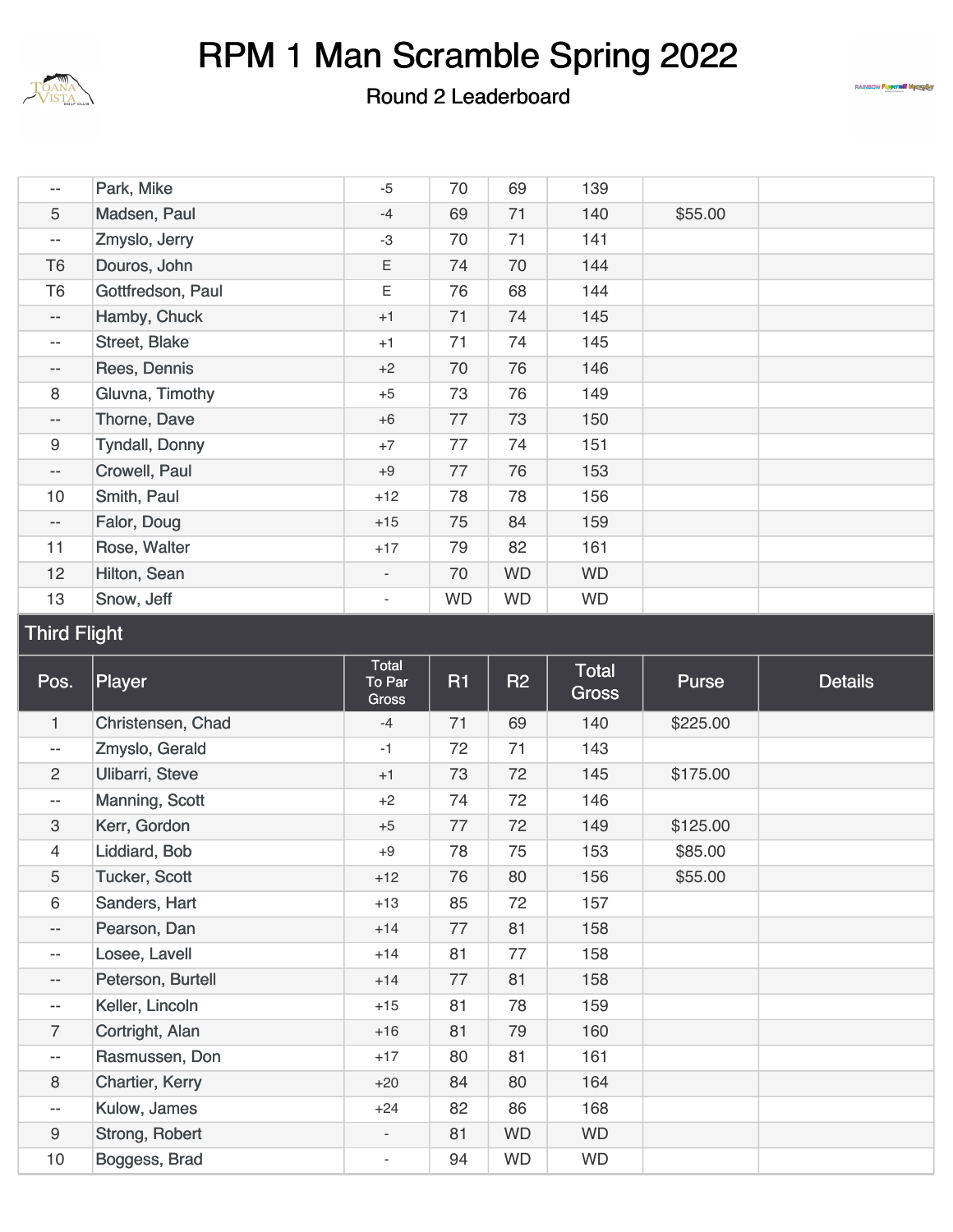# RPM 1 Man Scramble Spring 2022

Round 2 Leaderboard

| Pos. | Player | Total To Par Gross | R1 | R2 | Total Gross | Purse | Details |
|---|---|---|---|---|---|---|---|
| -- | Park, Mike | -5 | 70 | 69 | 139 | | |
| 5 | Madsen, Paul | -4 | 69 | 71 | 140 | $55.00 | |
| -- | Zmyslo, Jerry | -3 | 70 | 71 | 141 | | |
| T6 | Douros, John | E | 74 | 70 | 144 | | |
| T6 | Gottfredson, Paul | E | 76 | 68 | 144 | | |
| -- | Hamby, Chuck | +1 | 71 | 74 | 145 | | |
| -- | Street, Blake | +1 | 71 | 74 | 145 | | |
| -- | Rees, Dennis | +2 | 70 | 76 | 146 | | |
| 8 | Gluvna, Timothy | +5 | 73 | 76 | 149 | | |
| -- | Thorne, Dave | +6 | 77 | 73 | 150 | | |
| 9 | Tyndall, Donny | +7 | 77 | 74 | 151 | | |
| -- | Crowell, Paul | +9 | 77 | 76 | 153 | | |
| 10 | Smith, Paul | +12 | 78 | 78 | 156 | | |
| -- | Falor, Doug | +15 | 75 | 84 | 159 | | |
| 11 | Rose, Walter | +17 | 79 | 82 | 161 | | |
| 12 | Hilton, Sean | - | 70 | WD | WD | | |
| 13 | Snow, Jeff | - | WD | WD | WD | | |

## Third Flight

| Pos. | Player | Total To Par Gross | R1 | R2 | Total Gross | Purse | Details |
|---|---|---|---|---|---|---|---|
| 1 | Christensen, Chad | -4 | 71 | 69 | 140 | $225.00 | |
| -- | Zmyslo, Gerald | -1 | 72 | 71 | 143 | | |
| 2 | Ulibarri, Steve | +1 | 73 | 72 | 145 | $175.00 | |
| -- | Manning, Scott | +2 | 74 | 72 | 146 | | |
| 3 | Kerr, Gordon | +5 | 77 | 72 | 149 | $125.00 | |
| 4 | Liddiard, Bob | +9 | 78 | 75 | 153 | $85.00 | |
| 5 | Tucker, Scott | +12 | 76 | 80 | 156 | $55.00 | |
| 6 | Sanders, Hart | +13 | 85 | 72 | 157 | | |
| -- | Pearson, Dan | +14 | 77 | 81 | 158 | | |
| -- | Losee, Lavell | +14 | 81 | 77 | 158 | | |
| -- | Peterson, Burtell | +14 | 77 | 81 | 158 | | |
| -- | Keller, Lincoln | +15 | 81 | 78 | 159 | | |
| 7 | Cortright, Alan | +16 | 81 | 79 | 160 | | |
| -- | Rasmussen, Don | +17 | 80 | 81 | 161 | | |
| 8 | Chartier, Kerry | +20 | 84 | 80 | 164 | | |
| -- | Kulow, James | +24 | 82 | 86 | 168 | | |
| 9 | Strong, Robert | - | 81 | WD | WD | | |
| 10 | Boggess, Brad | - | 94 | WD | WD | | |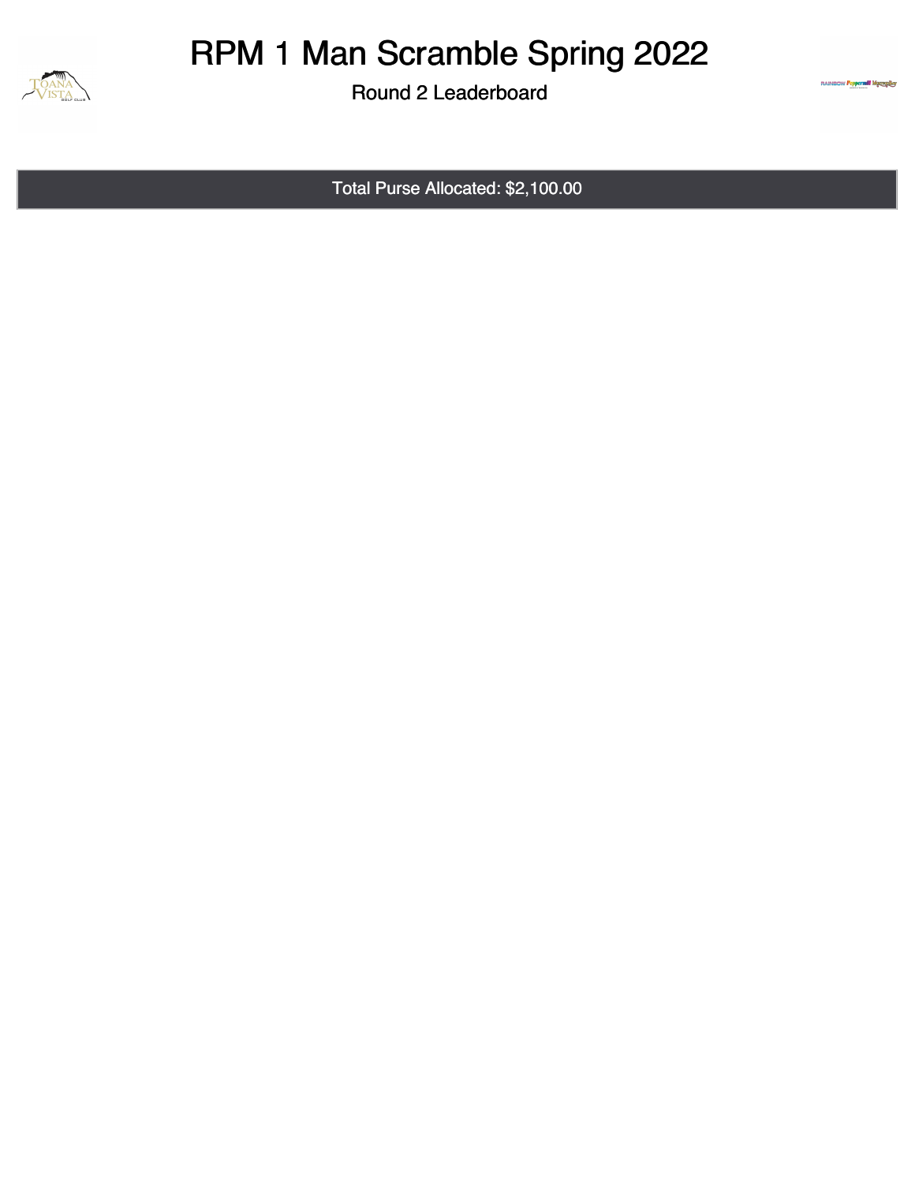# RPM 1 Man Scramble Spring 2022

## Round 2 Leaderboard

Total Purse Allocated: $2,100.00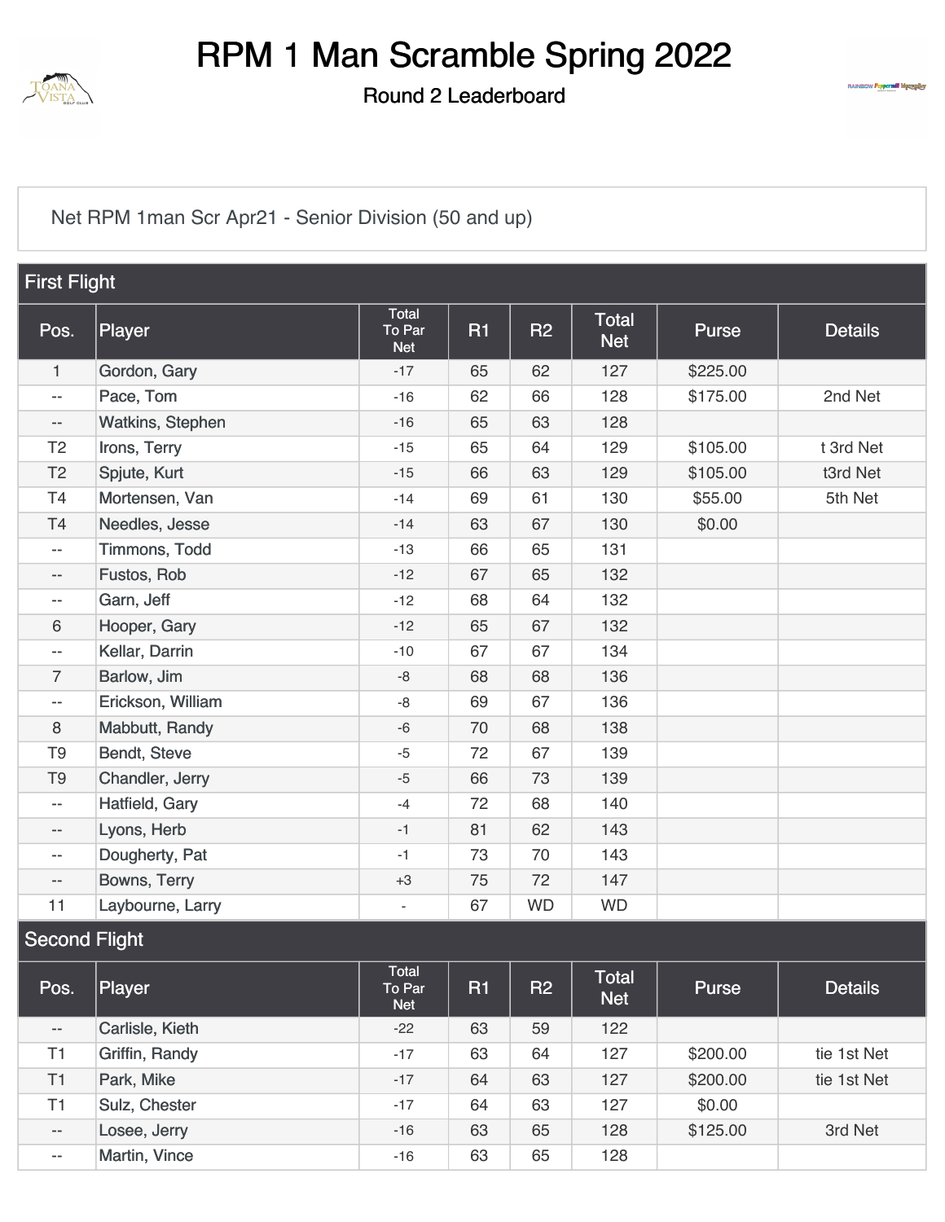# RPM 1 Man Scramble Spring 2022

Round 2 Leaderboard

Net RPM 1man Scr Apr21 - Senior Division (50 and up)

## First Flight

| Pos. | Player | Total To Par Net | R1 | R2 | Total Net | Purse | Details |
|---|---|---|---|---|---|---|---|
| 1 | Gordon, Gary | -17 | 65 | 62 | 127 | $225.00 | |
| -- | Pace, Tom | -16 | 62 | 66 | 128 | $175.00 | 2nd Net |
| -- | Watkins, Stephen | -16 | 65 | 63 | 128 | | |
| T2 | Irons, Terry | -15 | 65 | 64 | 129 | $105.00 | t 3rd Net |
| T2 | Spjute, Kurt | -15 | 66 | 63 | 129 | $105.00 | t3rd Net |
| T4 | Mortensen, Van | -14 | 69 | 61 | 130 | $55.00 | 5th Net |
| T4 | Needles, Jesse | -14 | 63 | 67 | 130 | $0.00 | |
| -- | Timmons, Todd | -13 | 66 | 65 | 131 | | |
| -- | Fustos, Rob | -12 | 67 | 65 | 132 | | |
| -- | Garn, Jeff | -12 | 68 | 64 | 132 | | |
| 6 | Hooper, Gary | -12 | 65 | 67 | 132 | | |
| -- | Kellar, Darrin | -10 | 67 | 67 | 134 | | |
| 7 | Barlow, Jim | -8 | 68 | 68 | 136 | | |
| -- | Erickson, William | -8 | 69 | 67 | 136 | | |
| 8 | Mabbutt, Randy | -6 | 70 | 68 | 138 | | |
| T9 | Bendt, Steve | -5 | 72 | 67 | 139 | | |
| T9 | Chandler, Jerry | -5 | 66 | 73 | 139 | | |
| -- | Hatfield, Gary | -4 | 72 | 68 | 140 | | |
| -- | Lyons, Herb | -1 | 81 | 62 | 143 | | |
| -- | Dougherty, Pat | -1 | 73 | 70 | 143 | | |
| -- | Bowns, Terry | +3 | 75 | 72 | 147 | | |
| 11 | Laybourne, Larry | - | 67 | WD | WD | | |

## Second Flight

| Pos. | Player | Total To Par Net | R1 | R2 | Total Net | Purse | Details |
|---|---|---|---|---|---|---|---|
| -- | Carlisle, Kieth | -22 | 63 | 59 | 122 | | |
| T1 | Griffin, Randy | -17 | 63 | 64 | 127 | $200.00 | tie 1st Net |
| T1 | Park, Mike | -17 | 64 | 63 | 127 | $200.00 | tie 1st Net |
| T1 | Sulz, Chester | -17 | 64 | 63 | 127 | $0.00 | |
| -- | Losee, Jerry | -16 | 63 | 65 | 128 | $125.00 | 3rd Net |
| -- | Martin, Vince | -16 | 63 | 65 | 128 | | |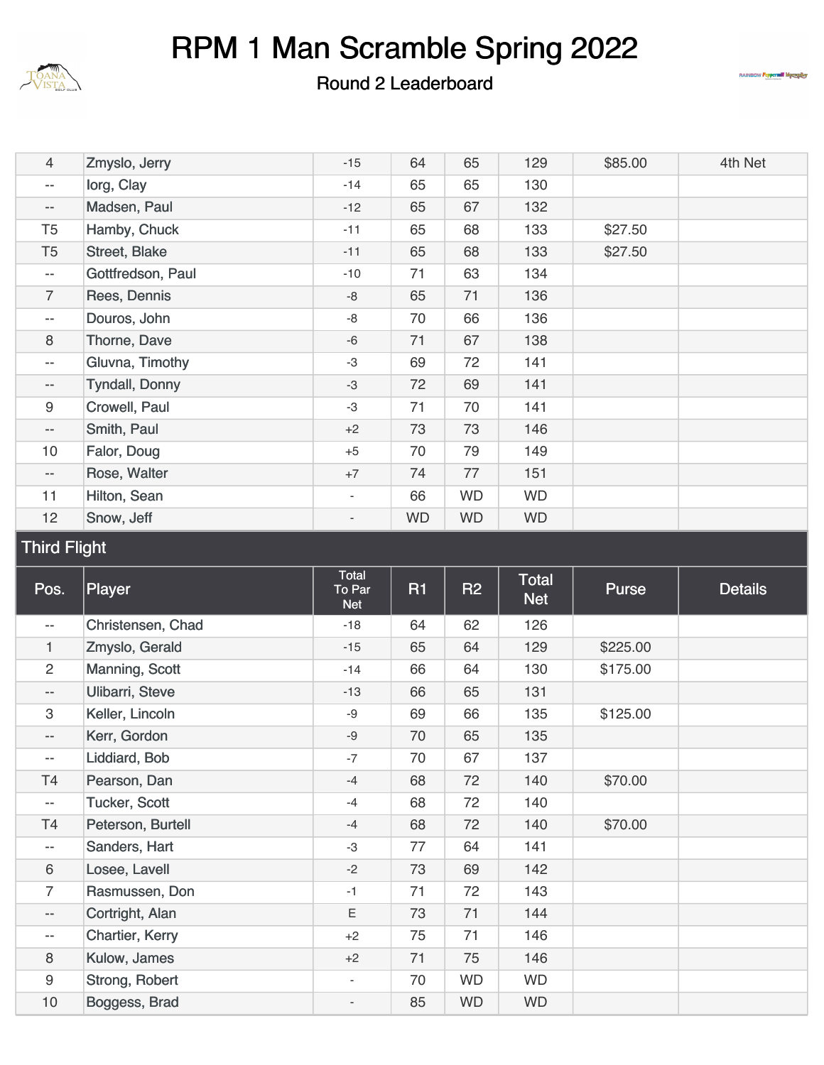# RPM 1 Man Scramble Spring 2022

## Round 2 Leaderboard

| Pos. | Player | Total To Par Net | R1 | R2 | Total Net | Purse | Details |
|---|---|---|---|---|---|---|---|
| 4 | Zmyslo, Jerry | -15 | 64 | 65 | 129 | $85.00 | 4th Net |
| -- | Iorg, Clay | -14 | 65 | 65 | 130 | | |
| -- | Madsen, Paul | -12 | 65 | 67 | 132 | | |
| T5 | Hamby, Chuck | -11 | 65 | 68 | 133 | $27.50 | |
| T5 | Street, Blake | -11 | 65 | 68 | 133 | $27.50 | |
| -- | Gottfredson, Paul | -10 | 71 | 63 | 134 | | |
| 7 | Rees, Dennis | -8 | 65 | 71 | 136 | | |
| -- | Douros, John | -8 | 70 | 66 | 136 | | |
| 8 | Thorne, Dave | -6 | 71 | 67 | 138 | | |
| -- | Gluvna, Timothy | -3 | 69 | 72 | 141 | | |
| -- | Tyndall, Donny | -3 | 72 | 69 | 141 | | |
| 9 | Crowell, Paul | -3 | 71 | 70 | 141 | | |
| -- | Smith, Paul | +2 | 73 | 73 | 146 | | |
| 10 | Falor, Doug | +5 | 70 | 79 | 149 | | |
| -- | Rose, Walter | +7 | 74 | 77 | 151 | | |
| 11 | Hilton, Sean | - | 66 | WD | WD | | |
| 12 | Snow, Jeff | - | WD | WD | WD | | |

## Third Flight

| Pos. | Player | Total To Par Net | R1 | R2 | Total Net | Purse | Details |
|---|---|---|---|---|---|---|---|
| -- | Christensen, Chad | -18 | 64 | 62 | 126 | | |
| 1 | Zmyslo, Gerald | -15 | 65 | 64 | 129 | $225.00 | |
| 2 | Manning, Scott | -14 | 66 | 64 | 130 | $175.00 | |
| -- | Ulibarri, Steve | -13 | 66 | 65 | 131 | | |
| 3 | Keller, Lincoln | -9 | 69 | 66 | 135 | $125.00 | |
| -- | Kerr, Gordon | -9 | 70 | 65 | 135 | | |
| -- | Liddiard, Bob | -7 | 70 | 67 | 137 | | |
| T4 | Pearson, Dan | -4 | 68 | 72 | 140 | $70.00 | |
| -- | Tucker, Scott | -4 | 68 | 72 | 140 | | |
| T4 | Peterson, Burtell | -4 | 68 | 72 | 140 | $70.00 | |
| -- | Sanders, Hart | -3 | 77 | 64 | 141 | | |
| 6 | Losee, Lavell | -2 | 73 | 69 | 142 | | |
| 7 | Rasmussen, Don | -1 | 71 | 72 | 143 | | |
| -- | Cortright, Alan | E | 73 | 71 | 144 | | |
| -- | Chartier, Kerry | +2 | 75 | 71 | 146 | | |
| 8 | Kulow, James | +2 | 71 | 75 | 146 | | |
| 9 | Strong, Robert | - | 70 | WD | WD | | |
| 10 | Boggess, Brad | - | 85 | WD | WD | | |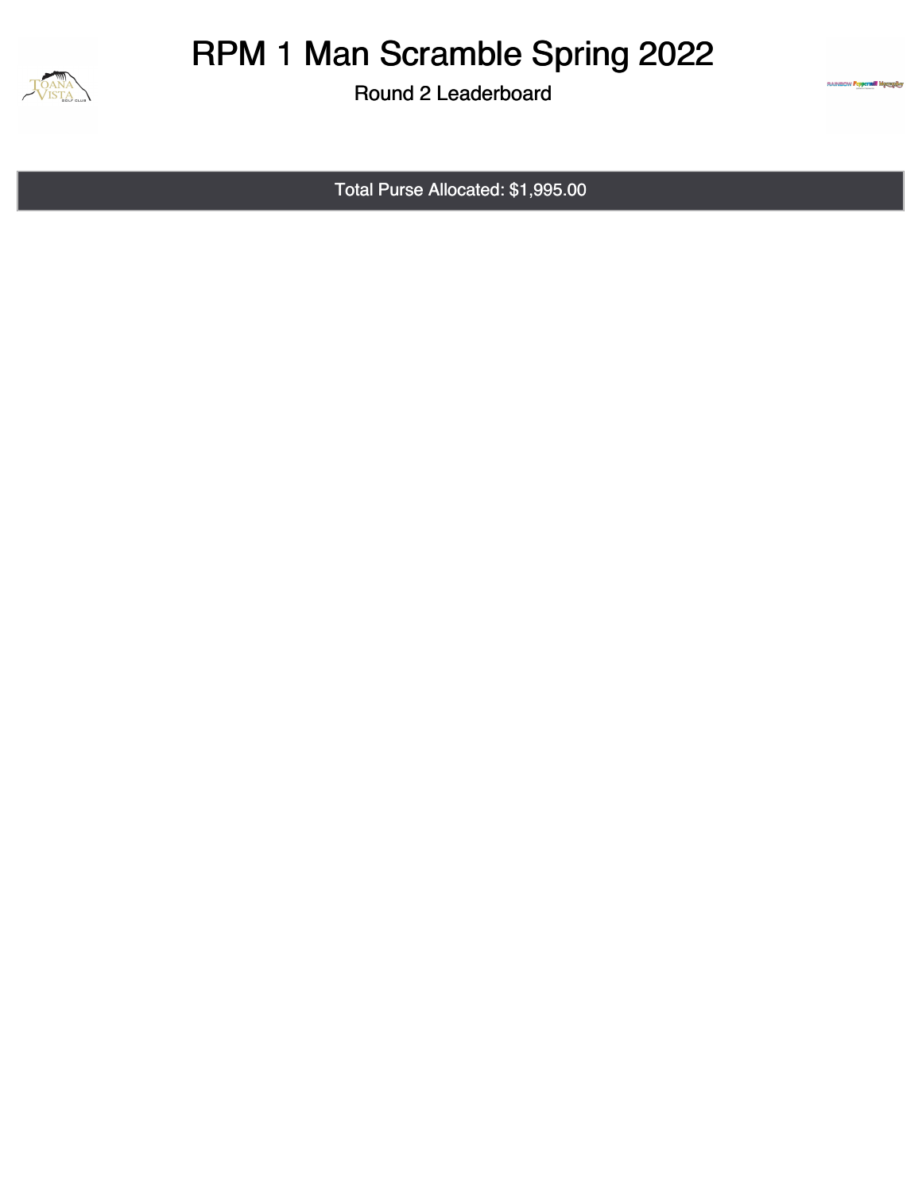# RPM 1 Man Scramble Spring 2022

## Round 2 Leaderboard

Total Purse Allocated: $1,995.00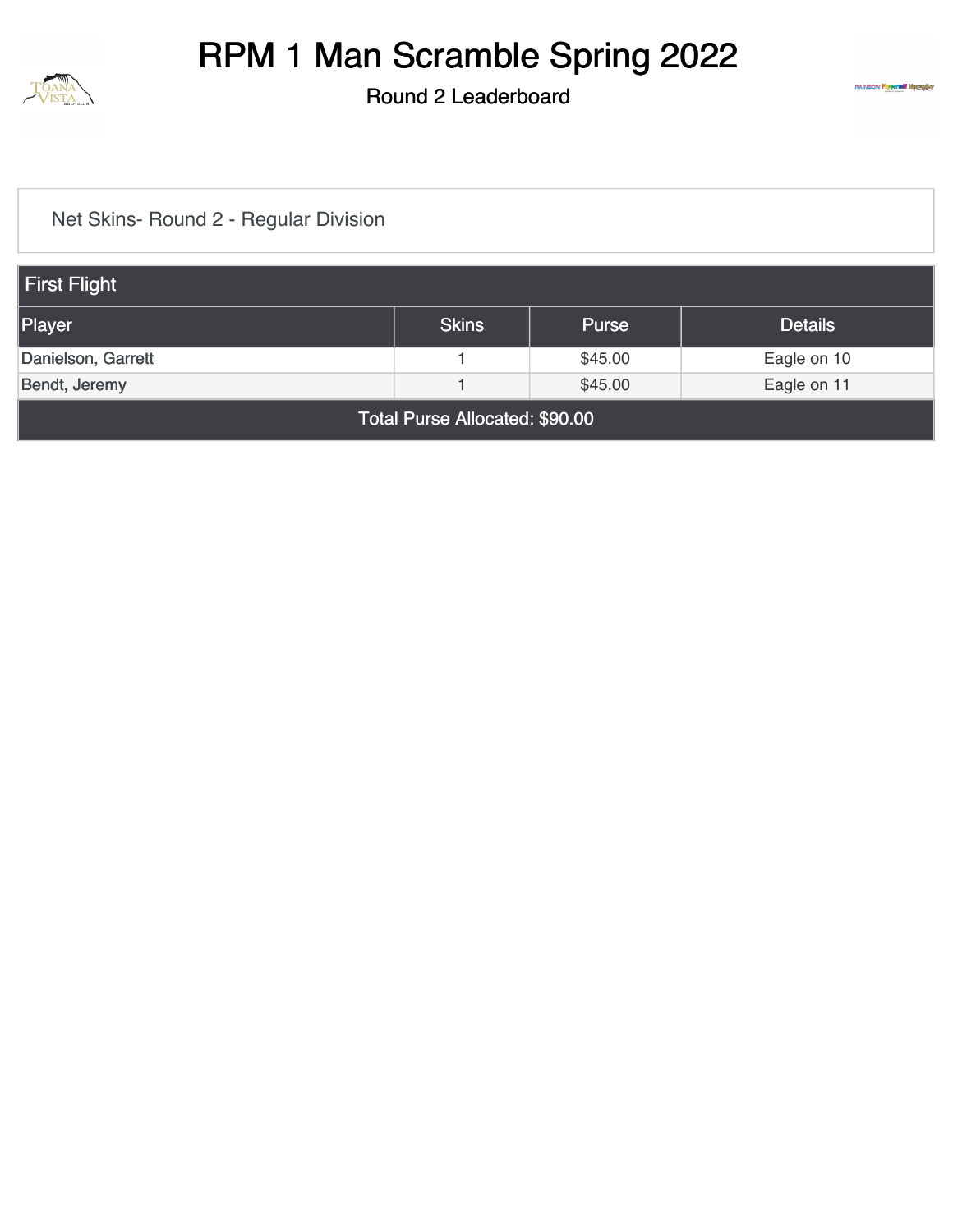# RPM 1 Man Scramble Spring 2022

## Round 2 Leaderboard

Net Skins- Round 2 - Regular Division

| First Flight | | | |
|---|---|---|---|
| **Player** | **Skins** | **Purse** | **Details** |
| Danielson, Garrett | 1 | $45.00 | Eagle on 10 |
| Bendt, Jeremy | 1 | $45.00 | Eagle on 11 |
| Total Purse Allocated: $90.00 | | | |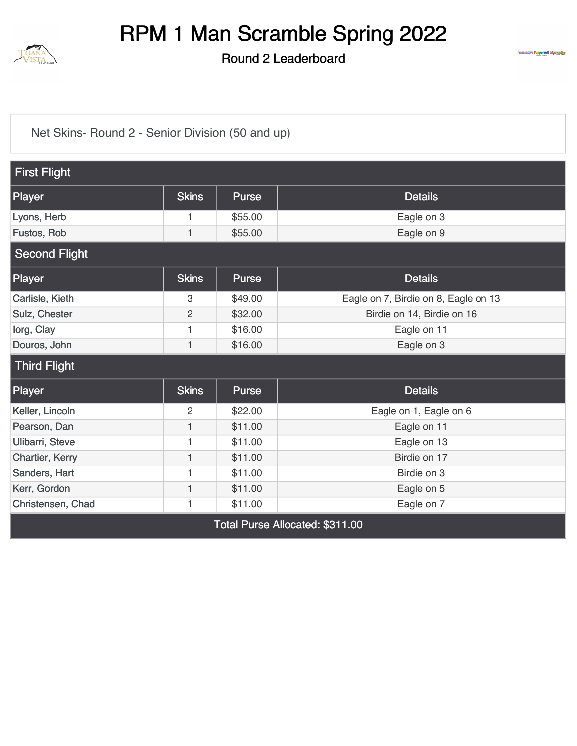# RPM 1 Man Scramble Spring 2022

## Round 2 Leaderboard

Net Skins- Round 2 - Senior Division (50 and up)

### First Flight

| Player | Skins | Purse | Details |
|---|---|---|---|
| Lyons, Herb | 1 | $55.00 | Eagle on 3 |
| Fustos, Rob | 1 | $55.00 | Eagle on 9 |

### Second Flight

| Player | Skins | Purse | Details |
|---|---|---|---|
| Carlisle, Kieth | 3 | $49.00 | Eagle on 7, Birdie on 8, Eagle on 13 |
| Sulz, Chester | 2 | $32.00 | Birdie on 14, Birdie on 16 |
| Iorg, Clay | 1 | $16.00 | Eagle on 11 |
| Douros, John | 1 | $16.00 | Eagle on 3 |

### Third Flight

| Player | Skins | Purse | Details |
|---|---|---|---|
| Keller, Lincoln | 2 | $22.00 | Eagle on 1, Eagle on 6 |
| Pearson, Dan | 1 | $11.00 | Eagle on 11 |
| Ulibarri, Steve | 1 | $11.00 | Eagle on 13 |
| Chartier, Kerry | 1 | $11.00 | Birdie on 17 |
| Sanders, Hart | 1 | $11.00 | Birdie on 3 |
| Kerr, Gordon | 1 | $11.00 | Eagle on 5 |
| Christensen, Chad | 1 | $11.00 | Eagle on 7 |

Total Purse Allocated: $311.00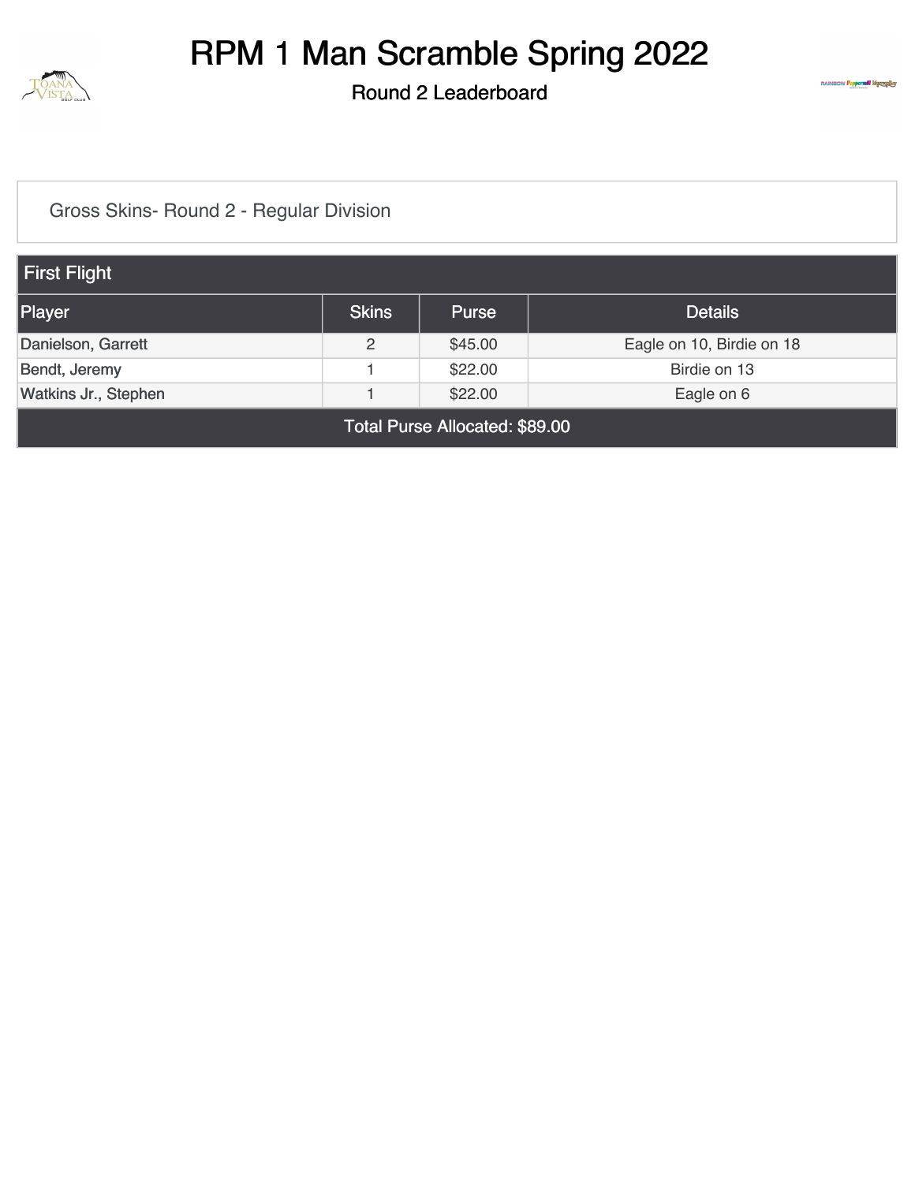# RPM 1 Man Scramble Spring 2022

Round 2 Leaderboard

Gross Skins- Round 2 - Regular Division

| First Flight | | | |
|---|---|---|---|
| Player | Skins | Purse | Details |
| Danielson, Garrett | 2 | $45.00 | Eagle on 10, Birdie on 18 |
| Bendt, Jeremy | 1 | $22.00 | Birdie on 13 |
| Watkins Jr., Stephen | 1 | $22.00 | Eagle on 6 |
| Total Purse Allocated: $89.00 | | | |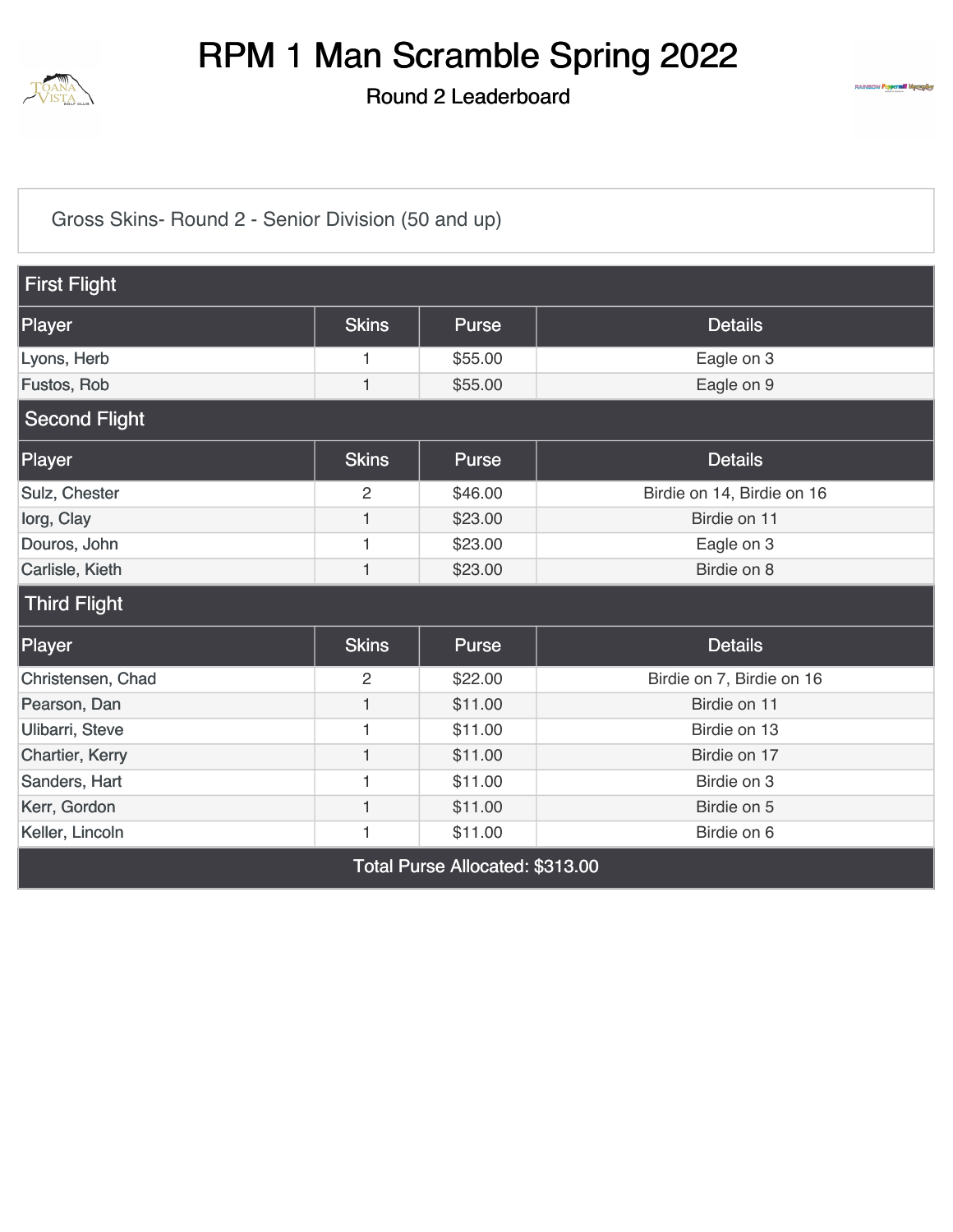# RPM 1 Man Scramble Spring 2022

## Round 2 Leaderboard

Gross Skins- Round 2 - Senior Division (50 and up)

### First Flight

| Player | Skins | Purse | Details |
|---|---|---|---|
| Lyons, Herb | 1 | $55.00 | Eagle on 3 |
| Fustos, Rob | 1 | $55.00 | Eagle on 9 |

### Second Flight

| Player | Skins | Purse | Details |
|---|---|---|---|
| Sulz, Chester | 2 | $46.00 | Birdie on 14, Birdie on 16 |
| Iorg, Clay | 1 | $23.00 | Birdie on 11 |
| Douros, John | 1 | $23.00 | Eagle on 3 |
| Carlisle, Kieth | 1 | $23.00 | Birdie on 8 |

### Third Flight

| Player | Skins | Purse | Details |
|---|---|---|---|
| Christensen, Chad | 2 | $22.00 | Birdie on 7, Birdie on 16 |
| Pearson, Dan | 1 | $11.00 | Birdie on 11 |
| Ulibarri, Steve | 1 | $11.00 | Birdie on 13 |
| Chartier, Kerry | 1 | $11.00 | Birdie on 17 |
| Sanders, Hart | 1 | $11.00 | Birdie on 3 |
| Kerr, Gordon | 1 | $11.00 | Birdie on 5 |
| Keller, Lincoln | 1 | $11.00 | Birdie on 6 |

Total Purse Allocated: $313.00